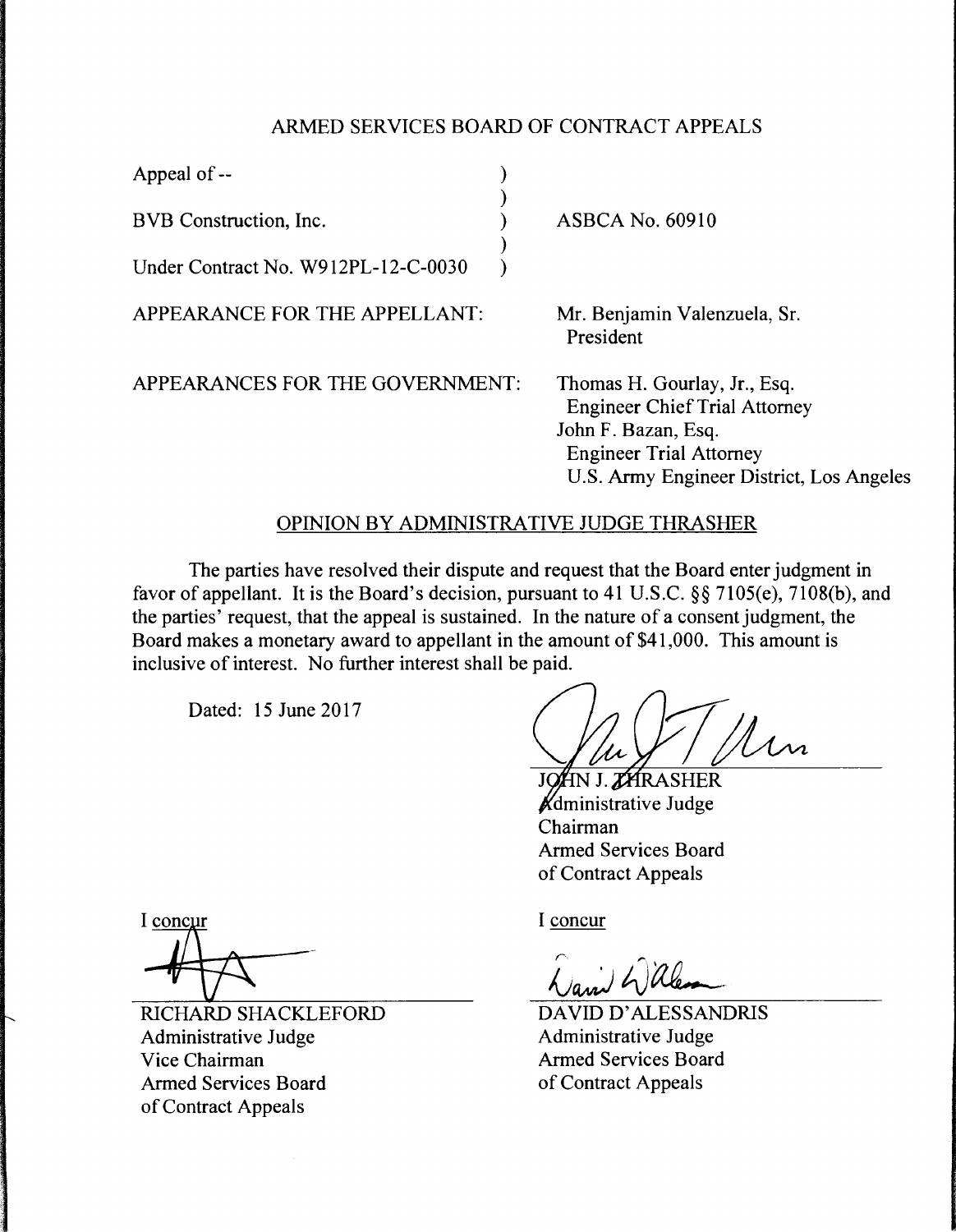# ARMED SERVICES BOARD OF CONTRACT APPEALS

Appeal of --

BVB Construction, Inc. ) ASBCA No. 60910

Under Contract No. W912PL-12-C-0030

APPEARANCE FOR THE APPELLANT: Mr. Benjamin Valenzuela, Sr.
President

APPEARANCES FOR THE GOVERNMENT: Thomas H. Gourlay, Jr., Esq.
Engineer Chief Trial Attorney
John F. Bazan, Esq.
Engineer Trial Attorney
U.S. Army Engineer District, Los Angeles

## OPINION BY ADMINISTRATIVE JUDGE THRASHER

The parties have resolved their dispute and request that the Board enter judgment in favor of appellant. It is the Board's decision, pursuant to 41 U.S.C. §§ 7105(e), 7108(b), and the parties' request, that the appeal is sustained. In the nature of a consent judgment, the Board makes a monetary award to appellant in the amount of $41,000. This amount is inclusive of interest. No further interest shall be paid.

Dated: 15 June 2017

JOHN J. THRASHER
Administrative Judge
Chairman
Armed Services Board
of Contract Appeals

I concur

RICHARD SHACKLEFORD
Administrative Judge
Vice Chairman
Armed Services Board
of Contract Appeals

I concur

DAVID D'ALESSANDRIS
Administrative Judge
Armed Services Board
of Contract Appeals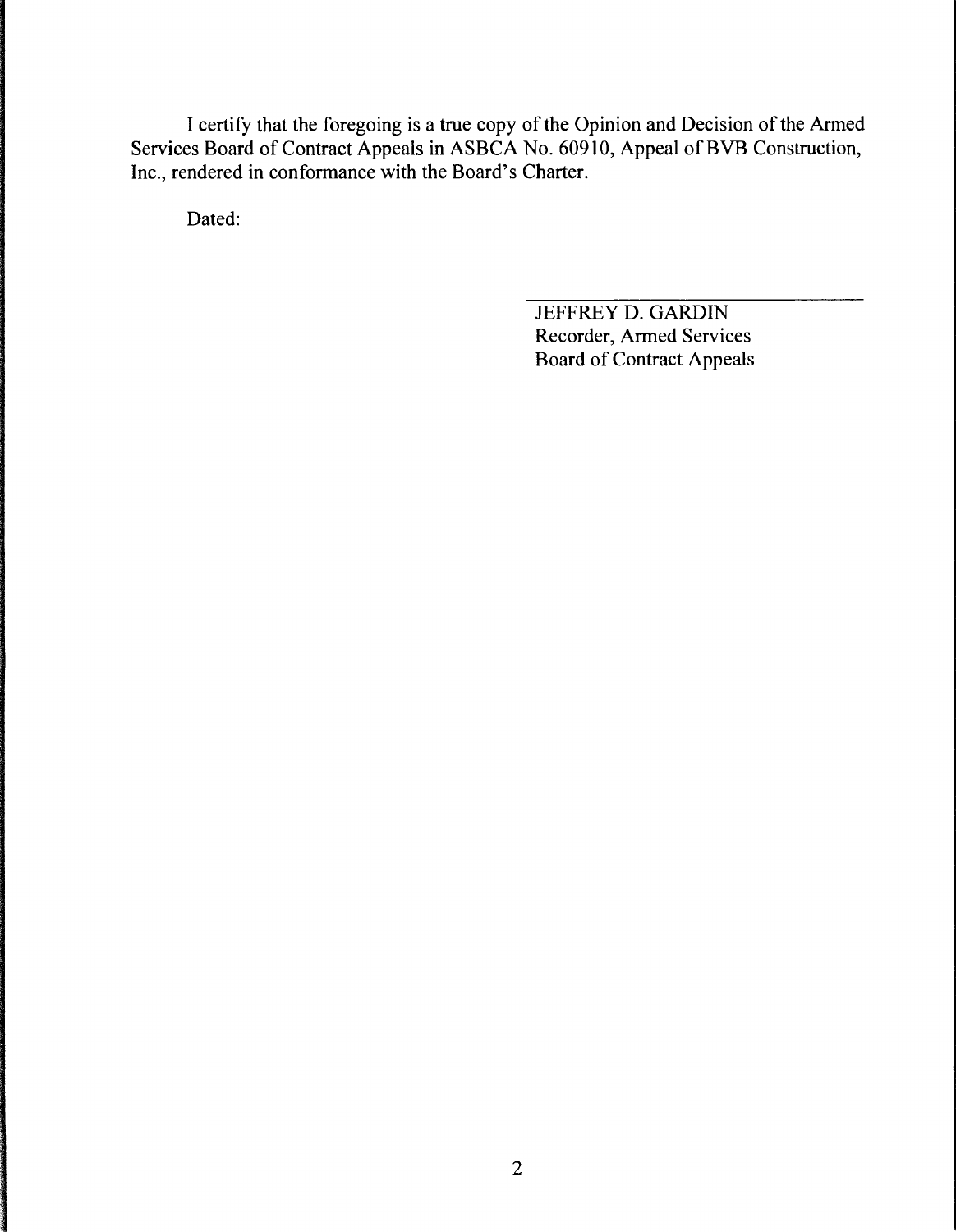I certify that the foregoing is a true copy of the Opinion and Decision of the Armed Services Board of Contract Appeals in ASBCA No. 60910, Appeal of BVB Construction, Inc., rendered in conformance with the Board's Charter.

Dated:

JEFFREY D. GARDIN
Recorder, Armed Services
Board of Contract Appeals